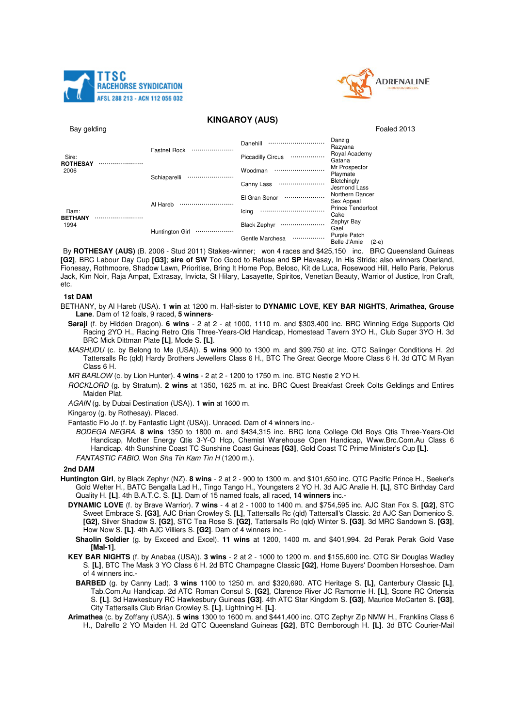TTSC RACEHORSE SYNDICATION AFSL 288 213 - ACN 112 056 032

ADRENALINE THOROUGHBREDS

## KINGAROY (AUS)

Bay gelding — Foaled 2013

| | | | |
|---|---|---|---|
| Sire: **ROTHESAY** 2006 | Fastnet Rock | Danehill | Danzig |
| | | | Razyana |
| | | Piccadilly Circus | Royal Academy |
| | | | Gatana |
| | Schiaparelli | Woodman | Mr Prospector |
| | | | Playmate |
| | | Canny Lass | Bletchingly |
| | | | Jesmond Lass |
| Dam: **BETHANY** 1994 | Al Hareb | El Gran Senor | Northern Dancer |
| | | | Sex Appeal |
| | | Icing | Prince Tenderfoot |
| | | | Cake |
| | Huntington Girl | Black Zephyr | Zephyr Bay |
| | | | Gael |
| | | Gentle Marchesa | Purple Patch |
| | | | Belle J'Amie (2-e) |

By **ROTHESAY (AUS)** (B. 2006 - Stud 2011) Stakes-winner; won 4 races and $425,150 inc. BRC Queensland Guineas **[G2]**, BRC Labour Day Cup **[G3]**; **sire of SW** Too Good to Refuse and **SP** Havasay, In His Stride; also winners Oberland, Fionesay, Rothmoore, Shadow Lawn, Prioritise, Bring It Home Pop, Beloso, Kit de Luca, Rosewood Hill, Hello Paris, Pelorus Jack, Kim Noir, Raja Ampat, Extrasay, Invicta, St Hilary, Lasayette, Spiritos, Venetian Beauty, Warrior of Justice, Iron Craft, etc.

### 1st DAM

BETHANY, by Al Hareb (USA). **1 win** at 1200 m. Half-sister to **DYNAMIC LOVE**, **KEY BAR NIGHTS**, **Arimathea**, **Grouse Lane**. Dam of 12 foals, 9 raced, **5 winners**-

- **Saraji** (f. by Hidden Dragon). **6 wins** - 2 at 2 - at 1000, 1110 m. and $303,400 inc. BRC Winning Edge Supports Qld Racing 2YO H., Racing Retro Qtis Three-Years-Old Handicap, Homestead Tavern 3YO H., Club Super 3YO H. 3d BRC Mick Dittman Plate **[L]**, Mode S. **[L]**.
- *MASHUDU* (c. by Belong to Me (USA)). **5 wins** 900 to 1300 m. and $99,750 at inc. QTC Salinger Conditions H. 2d Tattersalls Rc (qld) Hardy Brothers Jewellers Class 6 H., BTC The Great George Moore Class 6 H. 3d QTC M Ryan Class 6 H.
- *MR BARLOW* (c. by Lion Hunter). **4 wins** - 2 at 2 - 1200 to 1750 m. inc. BTC Nestle 2 YO H.
- *ROCKLORD* (g. by Stratum). **2 wins** at 1350, 1625 m. at inc. BRC Quest Breakfast Creek Colts Geldings and Entires Maiden Plat.
- *AGAIN* (g. by Dubai Destination (USA)). **1 win** at 1600 m.
- Kingaroy (g. by Rothesay). Placed.
- Fantastic Flo Jo (f. by Fantastic Light (USA)). Unraced. Dam of 4 winners inc.-
  - *BODEGA NEGRA*. **8 wins** 1350 to 1800 m. and $434,315 inc. BRC Iona College Old Boys Qtis Three-Years-Old Handicap, Mother Energy Qtis 3-Y-O Hcp, Chemist Warehouse Open Handicap, Www.Brc.Com.Au Class 6 Handicap. 4th Sunshine Coast TC Sunshine Coast Guineas **[G3]**, Gold Coast TC Prime Minister's Cup **[L]**.
  - *FANTASTIC FABIO*. Won *Sha Tin Kam Tin H* (1200 m.).

### 2nd DAM

**Huntington Girl**, by Black Zephyr (NZ). **8 wins** - 2 at 2 - 900 to 1300 m. and $101,650 inc. QTC Pacific Prince H., Seeker's Gold Welter H., BATC Bengalla Lad H., Tingo Tango H., Youngsters 2 YO H. 3d AJC Analie H. **[L]**, STC Birthday Card Quality H. **[L]**. 4th B.A.T.C. S. **[L]**. Dam of 15 named foals, all raced, **14 winners** inc.-

- **DYNAMIC LOVE** (f. by Brave Warrior). **7 wins** - 4 at 2 - 1000 to 1400 m. and $754,595 inc. AJC Stan Fox S. **[G2]**, STC Sweet Embrace S. **[G3]**, AJC Brian Crowley S. **[L]**, Tattersalls Rc (qld) Tattersall's Classic. 2d AJC San Domenico S. **[G2]**, Silver Shadow S. **[G2]**, STC Tea Rose S. **[G2]**, Tattersalls Rc (qld) Winter S. **[G3]**. 3d MRC Sandown S. **[G3]**, How Now S. **[L]**. 4th AJC Villiers S. **[G2]**. Dam of 4 winners inc.-
  - **Shaolin Soldier** (g. by Exceed and Excel). **11 wins** at 1200, 1400 m. and $401,994. 2d Perak Perak Gold Vase **[Mal-1]**.
- **KEY BAR NIGHTS** (f. by Anabaa (USA)). **3 wins** - 2 at 2 - 1000 to 1200 m. and $155,600 inc. QTC Sir Douglas Wadley S. **[L]**, BTC The Mask 3 YO Class 6 H. 2d BTC Champagne Classic **[G2]**, Home Buyers' Doomben Horseshoe. Dam of 4 winners inc.-
  - **BARBED** (g. by Canny Lad). **3 wins** 1100 to 1250 m. and $320,690. ATC Heritage S. **[L]**, Canterbury Classic **[L]**, Tab.Com.Au Handicap. 2d ATC Roman Consul S. **[G2]**, Clarence River JC Ramornie H. **[L]**, Scone RC Ortensia S. **[L]**. 3d Hawkesbury RC Hawkesbury Guineas **[G3]**. 4th ATC Star Kingdom S. **[G3]**, Maurice McCarten S. **[G3]**, City Tattersalls Club Brian Crowley S. **[L]**, Lightning H. **[L]**.
- **Arimathea** (c. by Zoffany (USA)). **5 wins** 1300 to 1600 m. and $441,400 inc. QTC Zephyr Zip NMW H., Franklins Class 6 H., Dalrello 2 YO Maiden H. 2d QTC Queensland Guineas **[G2]**, BTC Bernborough H. **[L]**. 3d BTC Courier-Mail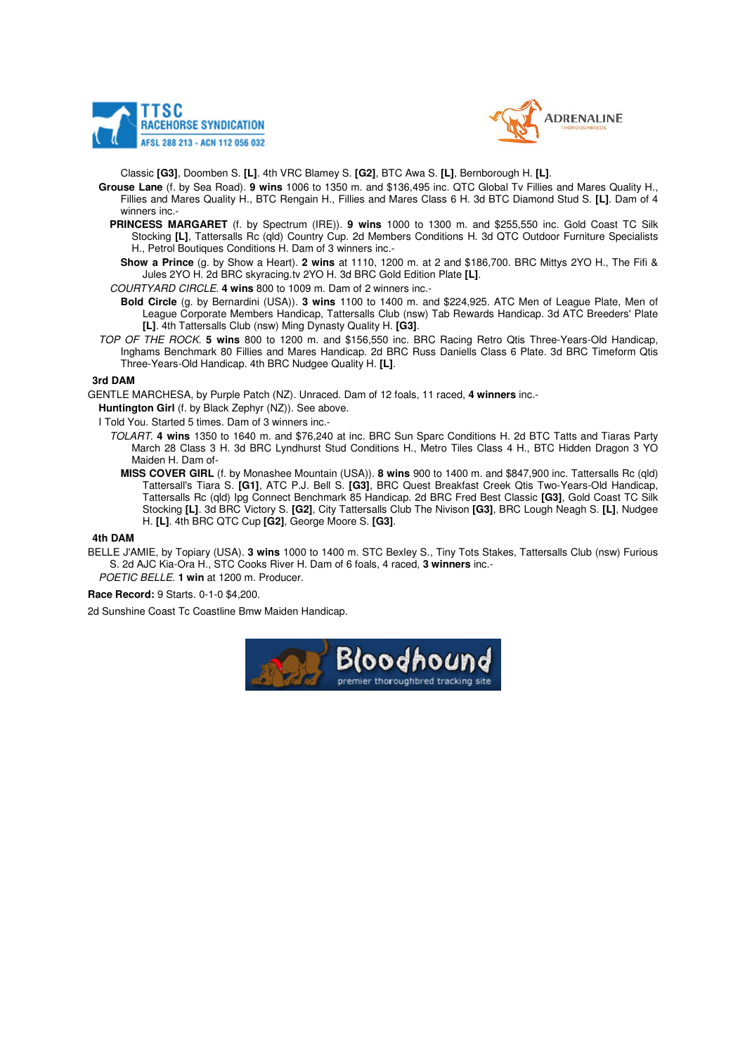Classic **[G3]**, Doomben S. **[L]**. 4th VRC Blamey S. **[G2]**, BTC Awa S. **[L]**, Bernborough H. **[L]**.

**Grouse Lane** (f. by Sea Road). **9 wins** 1006 to 1350 m. and $136,495 inc. QTC Global Tv Fillies and Mares Quality H., Fillies and Mares Quality H., BTC Rengain H., Fillies and Mares Class 6 H. 3d BTC Diamond Stud S. **[L]**. Dam of 4 winners inc.-

**PRINCESS MARGARET** (f. by Spectrum (IRE)). **9 wins** 1000 to 1300 m. and $255,550 inc. Gold Coast TC Silk Stocking **[L]**, Tattersalls Rc (qld) Country Cup. 2d Members Conditions H. 3d QTC Outdoor Furniture Specialists H., Petrol Boutiques Conditions H. Dam of 3 winners inc.-

**Show a Prince** (g. by Show a Heart). **2 wins** at 1110, 1200 m. at 2 and $186,700. BRC Mittys 2YO H., The Fifi & Jules 2YO H. 2d BRC skyracing.tv 2YO H. 3d BRC Gold Edition Plate **[L]**.

*COURTYARD CIRCLE*. **4 wins** 800 to 1009 m. Dam of 2 winners inc.-

**Bold Circle** (g. by Bernardini (USA)). **3 wins** 1100 to 1400 m. and $224,925. ATC Men of League Plate, Men of League Corporate Members Handicap, Tattersalls Club (nsw) Tab Rewards Handicap. 3d ATC Breeders' Plate **[L]**. 4th Tattersalls Club (nsw) Ming Dynasty Quality H. **[G3]**.

*TOP OF THE ROCK*. **5 wins** 800 to 1200 m. and $156,550 inc. BRC Racing Retro Qtis Three-Years-Old Handicap, Inghams Benchmark 80 Fillies and Mares Handicap. 2d BRC Russ Daniells Class 6 Plate. 3d BRC Timeform Qtis Three-Years-Old Handicap. 4th BRC Nudgee Quality H. **[L]**.

**3rd DAM**

GENTLE MARCHESA, by Purple Patch (NZ). Unraced. Dam of 12 foals, 11 raced, **4 winners** inc.-

**Huntington Girl** (f. by Black Zephyr (NZ)). See above.

I Told You. Started 5 times. Dam of 3 winners inc.-

*TOLART*. **4 wins** 1350 to 1640 m. and $76,240 at inc. BRC Sun Sparc Conditions H. 2d BTC Tatts and Tiaras Party March 28 Class 3 H. 3d BRC Lyndhurst Stud Conditions H., Metro Tiles Class 4 H., BTC Hidden Dragon 3 YO Maiden H. Dam of-

**MISS COVER GIRL** (f. by Monashee Mountain (USA)). **8 wins** 900 to 1400 m. and $847,900 inc. Tattersalls Rc (qld) Tattersall's Tiara S. **[G1]**, ATC P.J. Bell S. **[G3]**, BRC Quest Breakfast Creek Qtis Two-Years-Old Handicap, Tattersalls Rc (qld) Ipg Connect Benchmark 85 Handicap. 2d BRC Fred Best Classic **[G3]**, Gold Coast TC Silk Stocking **[L]**. 3d BRC Victory S. **[G2]**, City Tattersalls Club The Nivison **[G3]**, BRC Lough Neagh S. **[L]**, Nudgee H. **[L]**. 4th BRC QTC Cup **[G2]**, George Moore S. **[G3]**.

**4th DAM**

BELLE J'AMIE, by Topiary (USA). **3 wins** 1000 to 1400 m. STC Bexley S., Tiny Tots Stakes, Tattersalls Club (nsw) Furious S. 2d AJC Kia-Ora H., STC Cooks River H. Dam of 6 foals, 4 raced, **3 winners** inc.-

*POETIC BELLE*. **1 win** at 1200 m. Producer.

**Race Record:** 9 Starts. 0-1-0 $4,200.

2d Sunshine Coast Tc Coastline Bmw Maiden Handicap.